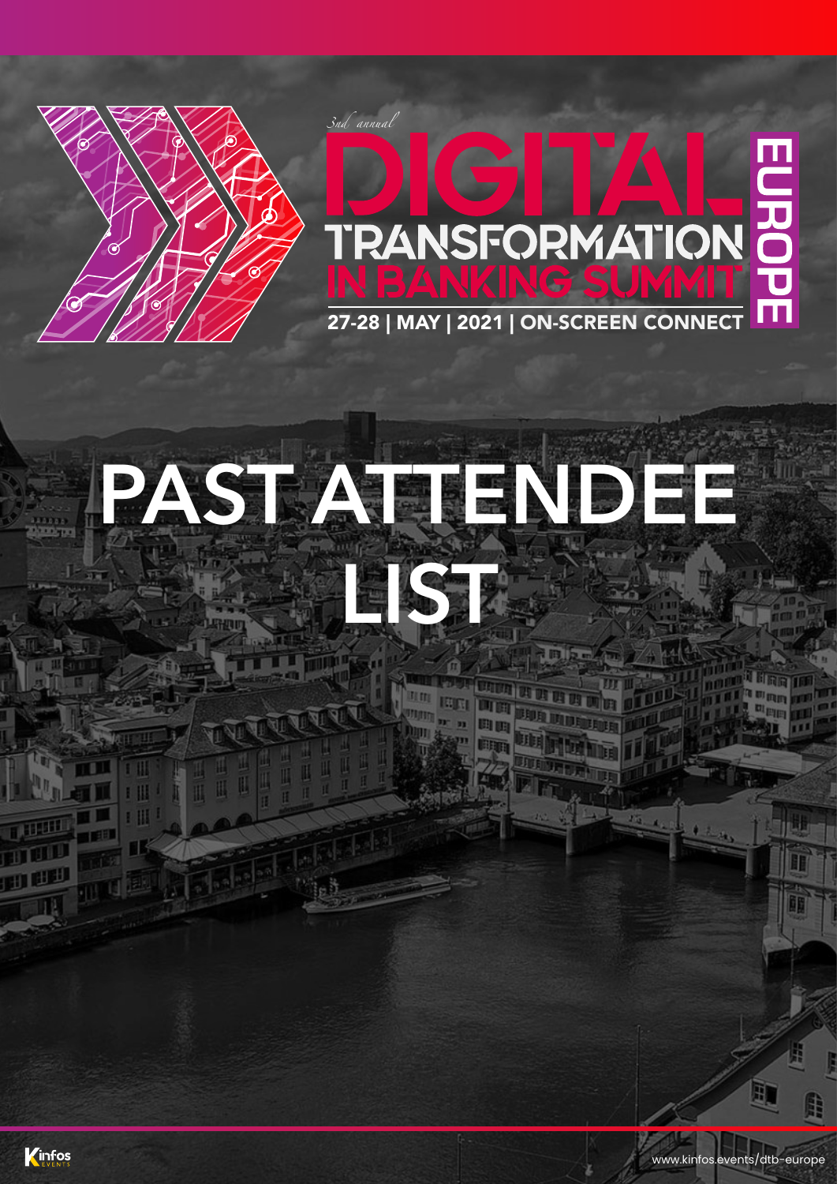*3rd annual*

# DIGITAL TRANSFORMATION IN BANKING SUMMIT

EUROPE

27-28 | MAY | 2021 | ON-SCREEN CONNECT

# PAST ATTENDEE LIST

Kinfos EVENTS

www.kinfos.events/dtb-europe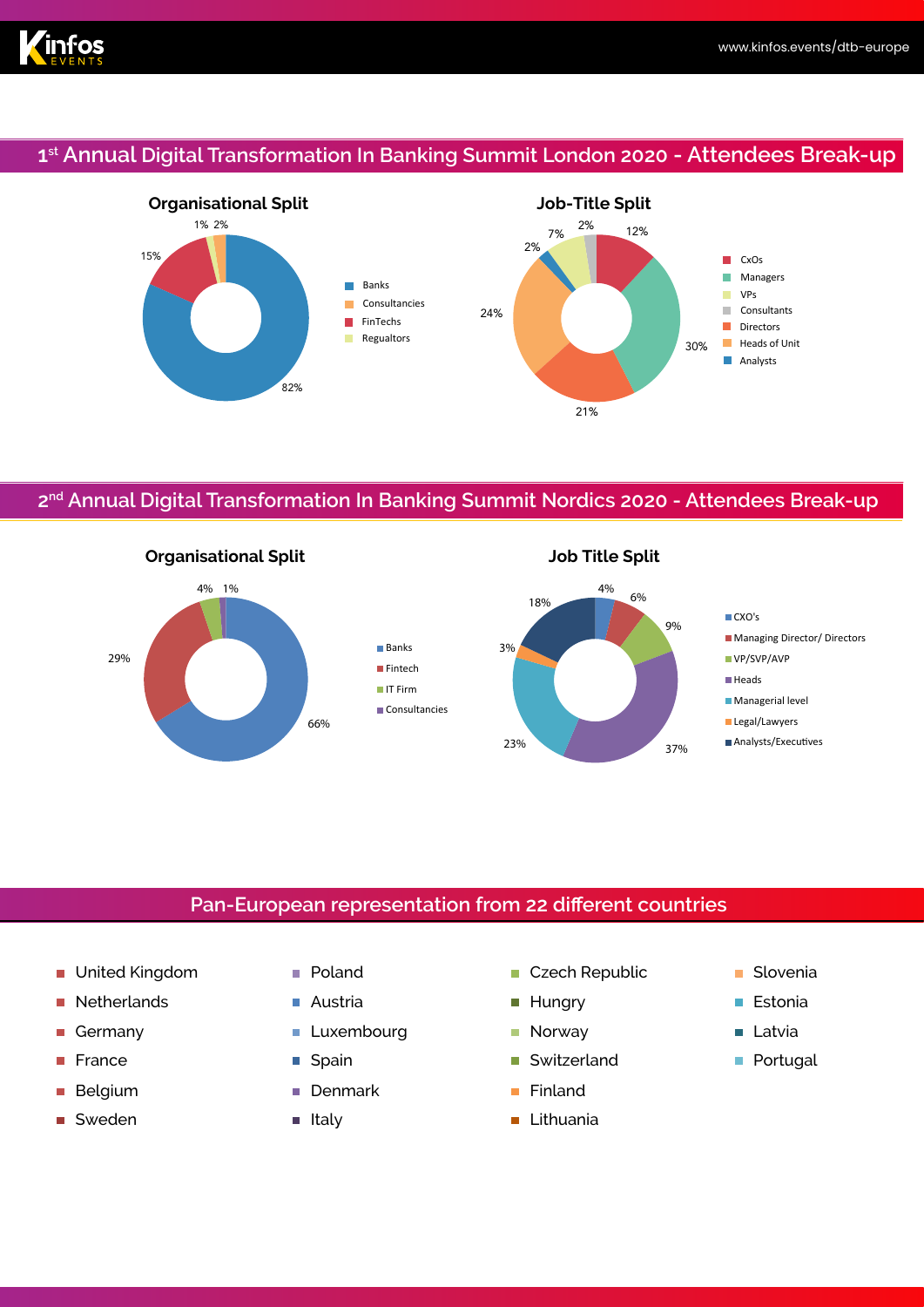## 1st Annual Digital Transformation In Banking Summit London 2020 - Attendees Break-up

### Organisational Split

| Category | Share |
| --- | --- |
| Banks | 82% |
| Consultancies | 2% |
| FinTechs | 15% |
| Regualtors | 1% |

### Job-Title Split

| Category | Share |
| --- | --- |
| CxOs | 12% |
| Managers | 30% |
| VPs | 7% |
| Consultants | 2% |
| Directors | 21% |
| Heads of Unit | 24% |
| Analysts | 2% |

## 2nd Annual Digital Transformation In Banking Summit Nordics 2020 - Attendees Break-up

### Organisational Split

| Category | Share |
| --- | --- |
| Banks | 66% |
| Fintech | 29% |
| IT Firm | 4% |
| Consultancies | 1% |

### Job Title Split

| Category | Share |
| --- | --- |
| CXO's | 4% |
| Managing Director/ Directors | 6% |
| VP/SVP/AVP | 9% |
| Heads | 37% |
| Managerial level | 23% |
| Legal/Lawyers | 3% |
| Analysts/Executives | 18% |

## Pan-European representation from 22 different countries

- United Kingdom
- Netherlands
- Germany
- France
- Belgium
- Sweden
- Poland
- Austria
- Luxembourg
- Spain
- Denmark
- Italy
- Czech Republic
- Hungry
- Norway
- Switzerland
- Finland
- Lithuania
- Slovenia
- Estonia
- Latvia
- Portugal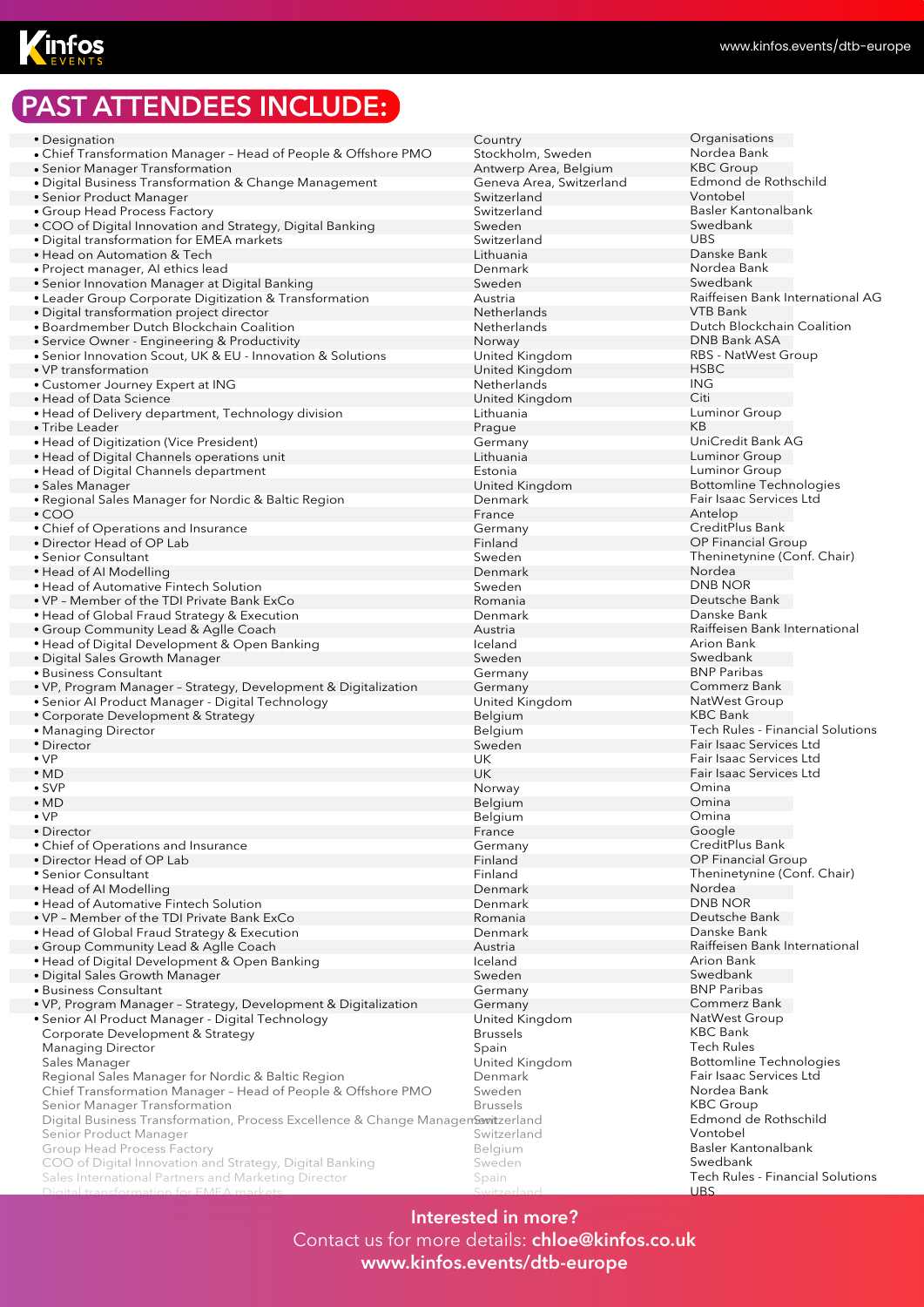## PAST ATTENDEES INCLUDE:

| Designation | Country | Organisations |
|---|---|---|
| Chief Transformation Manager – Head of People & Offshore PMO | Stockholm, Sweden | Nordea Bank |
| Senior Manager Transformation | Antwerp Area, Belgium | KBC Group |
| Digital Business Transformation & Change Management | Geneva Area, Switzerland | Edmond de Rothschild |
| Senior Product Manager | Switzerland | Vontobel |
| Group Head Process Factory | Switzerland | Basler Kantonalbank |
| COO of Digital Innovation and Strategy, Digital Banking | Sweden | Swedbank |
| Digital transformation for EMEA markets | Switzerland | UBS |
| Head on Automation & Tech | Lithuania | Danske Bank |
| Project manager, AI ethics lead | Denmark | Nordea Bank |
| Senior Innovation Manager at Digital Banking | Sweden | Swedbank |
| Leader Group Corporate Digitization & Transformation | Austria | Raiffeisen Bank International AG |
| Digital transformation project director | Netherlands | VTB Bank |
| Boardmember Dutch Blockchain Coalition | Netherlands | Dutch Blockchain Coalition |
| Service Owner - Engineering & Productivity | Norway | DNB Bank ASA |
| Senior Innovation Scout, UK & EU - Innovation & Solutions | United Kingdom | RBS - NatWest Group |
| VP transformation | United Kingdom | HSBC |
| Customer Journey Expert at ING | Netherlands | ING |
| Head of Data Science | United Kingdom | Citi |
| Head of Delivery department, Technology division | Lithuania | Luminor Group |
| Tribe Leader | Prague | KB |
| Head of Digitization (Vice President) | Germany | UniCredit Bank AG |
| Head of Digital Channels operations unit | Lithuania | Luminor Group |
| Head of Digital Channels department | Estonia | Luminor Group |
| Sales Manager | United Kingdom | Bottomline Technologies |
| Regional Sales Manager for Nordic & Baltic Region | Denmark | Fair Isaac Services Ltd |
| COO | France | Antelop |
| Chief of Operations and Insurance | Germany | CreditPlus Bank |
| Director Head of OP Lab | Finland | OP Financial Group |
| Senior Consultant | Sweden | Theninetynine (Conf. Chair) |
| Head of AI Modelling | Denmark | Nordea |
| Head of Automative Fintech Solution | Sweden | DNB NOR |
| VP – Member of the TDI Private Bank ExCo | Romania | Deutsche Bank |
| Head of Global Fraud Strategy & Execution | Denmark | Danske Bank |
| Group Community Lead & Aglle Coach | Austria | Raiffeisen Bank International |
| Head of Digital Development & Open Banking | Iceland | Arion Bank |
| Digital Sales Growth Manager | Sweden | Swedbank |
| Business Consultant | Germany | BNP Paribas |
| VP, Program Manager – Strategy, Development & Digitalization | Germany | Commerz Bank |
| Senior AI Product Manager - Digital Technology | United Kingdom | NatWest Group |
| Corporate Development & Strategy | Belgium | KBC Bank |
| Managing Director | Belgium | Tech Rules - Financial Solutions |
| Director | Sweden | Fair Isaac Services Ltd |
| VP | UK | Fair Isaac Services Ltd |
| MD | UK | Fair Isaac Services Ltd |
| SVP | Norway | Omina |
| MD | Belgium | Omina |
| VP | Belgium | Omina |
| Director | France | Google |
| Chief of Operations and Insurance | Germany | CreditPlus Bank |
| Director Head of OP Lab | Finland | OP Financial Group |
| Senior Consultant | Finland | Theninetynine (Conf. Chair) |
| Head of AI Modelling | Denmark | Nordea |
| Head of Automative Fintech Solution | Denmark | DNB NOR |
| VP – Member of the TDI Private Bank ExCo | Romania | Deutsche Bank |
| Head of Global Fraud Strategy & Execution | Denmark | Danske Bank |
| Group Community Lead & Aglle Coach | Austria | Raiffeisen Bank International |
| Head of Digital Development & Open Banking | Iceland | Arion Bank |
| Digital Sales Growth Manager | Sweden | Swedbank |
| Business Consultant | Germany | BNP Paribas |
| VP, Program Manager – Strategy, Development & Digitalization | Germany | Commerz Bank |
| Senior AI Product Manager - Digital Technology | United Kingdom | NatWest Group |
| Corporate Development & Strategy | Brussels | KBC Bank |
| Managing Director | Spain | Tech Rules |
| Sales Manager | United Kingdom | Bottomline Technologies |
| Regional Sales Manager for Nordic & Baltic Region | Denmark | Fair Isaac Services Ltd |
| Chief Transformation Manager – Head of People & Offshore PMO | Sweden | Nordea Bank |
| Senior Manager Transformation | Brussels | KBC Group |
| Digital Business Transformation, Process Excellence & Change Management | Switzerland | Edmond de Rothschild |
| Senior Product Manager | Switzerland | Vontobel |
| Group Head Process Factory | Belgium | Basler Kantonalbank |
| COO of Digital Innovation and Strategy, Digital Banking | Sweden | Swedbank |
| Sales International Partners and Marketing Director | Spain | Tech Rules - Financial Solutions |
| Digital transformation for EMEA markets | Switzerland | UBS |

**Interested in more?**

Contact us for more details: **chloe@kinfos.co.uk**

**www.kinfos.events/dtb-europe**